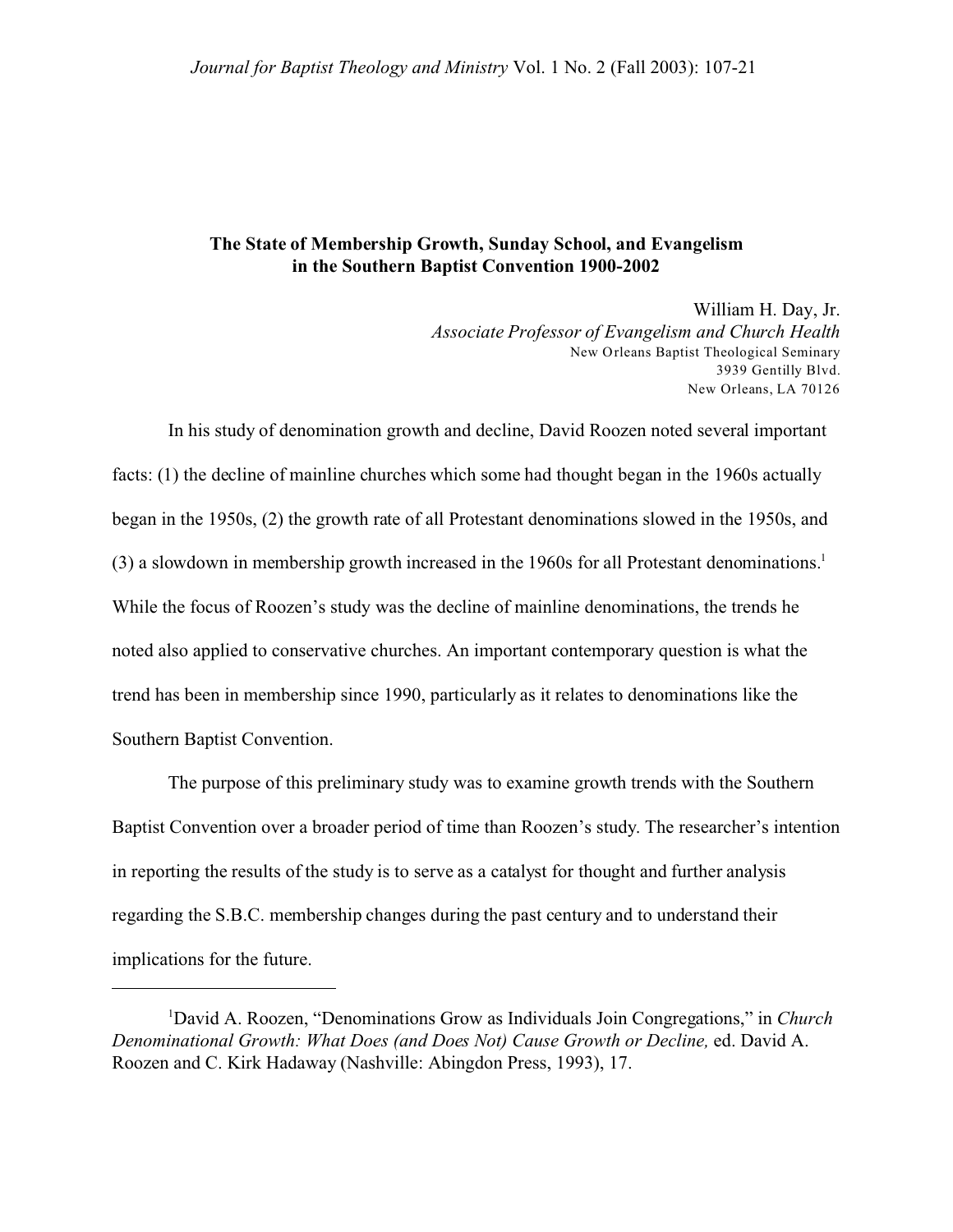# The State of Membership Growth, Sunday School, and Evangelism in the Southern Baptist Convention 1900-2002

William H. Day, Jr.
*Associate Professor of Evangelism and Church Health*
New Orleans Baptist Theological Seminary
3939 Gentilly Blvd.
New Orleans, LA 70126

In his study of denomination growth and decline, David Roozen noted several important facts: (1) the decline of mainline churches which some had thought began in the 1960s actually began in the 1950s, (2) the growth rate of all Protestant denominations slowed in the 1950s, and (3) a slowdown in membership growth increased in the 1960s for all Protestant denominations.[1] While the focus of Roozen's study was the decline of mainline denominations, the trends he noted also applied to conservative churches. An important contemporary question is what the trend has been in membership since 1990, particularly as it relates to denominations like the Southern Baptist Convention.

The purpose of this preliminary study was to examine growth trends with the Southern Baptist Convention over a broader period of time than Roozen's study. The researcher's intention in reporting the results of the study is to serve as a catalyst for thought and further analysis regarding the S.B.C. membership changes during the past century and to understand their implications for the future.

---

[1] David A. Roozen, "Denominations Grow as Individuals Join Congregations," in *Church Denominational Growth: What Does (and Does Not) Cause Growth or Decline,* ed. David A. Roozen and C. Kirk Hadaway (Nashville: Abingdon Press, 1993), 17.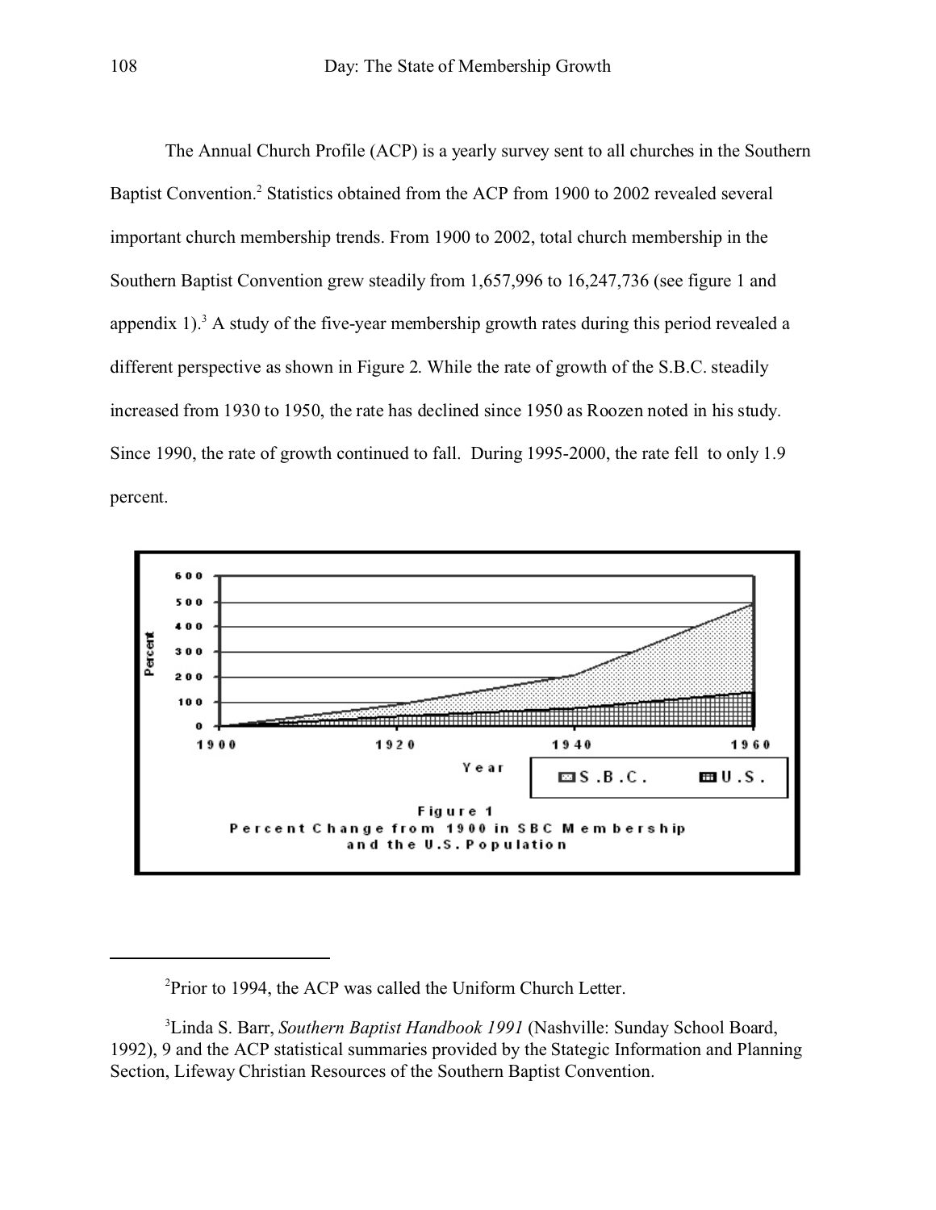The Annual Church Profile (ACP) is a yearly survey sent to all churches in the Southern Baptist Convention.[2] Statistics obtained from the ACP from 1900 to 2002 revealed several important church membership trends. From 1900 to 2002, total church membership in the Southern Baptist Convention grew steadily from 1,657,996 to 16,247,736 (see figure 1 and appendix 1).[3] A study of the five-year membership growth rates during this period revealed a different perspective as shown in Figure 2. While the rate of growth of the S.B.C. steadily increased from 1930 to 1950, the rate has declined since 1950 as Roozen noted in his study. Since 1990, the rate of growth continued to fall. During 1995-2000, the rate fell to only 1.9 percent.

Figure 1
Percent Change from 1900 in SBC Membership and the U.S. Population

---

[2] Prior to 1994, the ACP was called the Uniform Church Letter.

[3] Linda S. Barr, *Southern Baptist Handbook 1991* (Nashville: Sunday School Board, 1992), 9 and the ACP statistical summaries provided by the Stategic Information and Planning Section, Lifeway Christian Resources of the Southern Baptist Convention.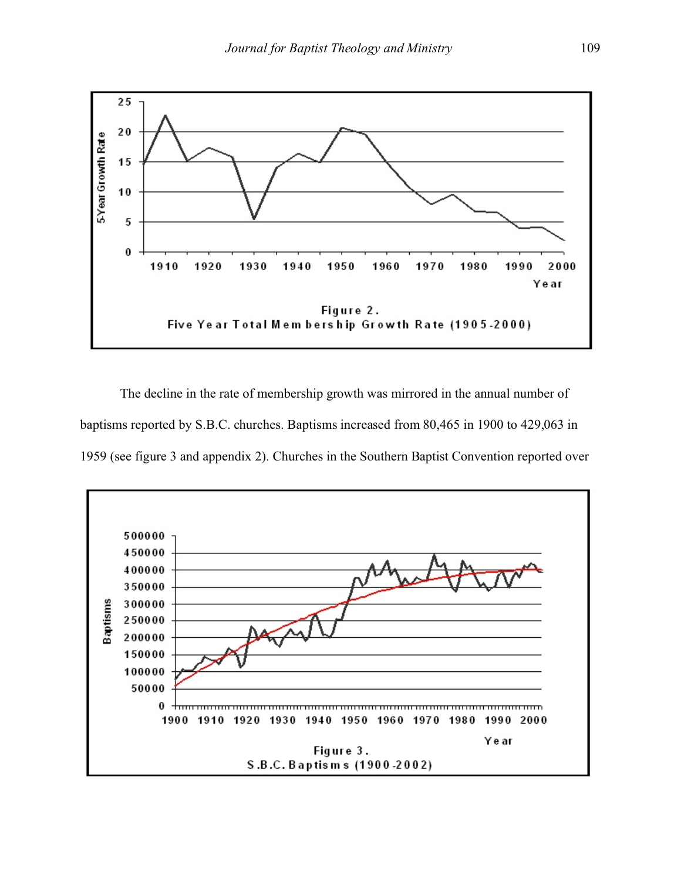Figure 2.
Five Year Total Membership Growth Rate (1905-2000)

The decline in the rate of membership growth was mirrored in the annual number of baptisms reported by S.B.C. churches. Baptisms increased from 80,465 in 1900 to 429,063 in 1959 (see figure 3 and appendix 2). Churches in the Southern Baptist Convention reported over

Figure 3.
S.B.C. Baptisms (1900-2002)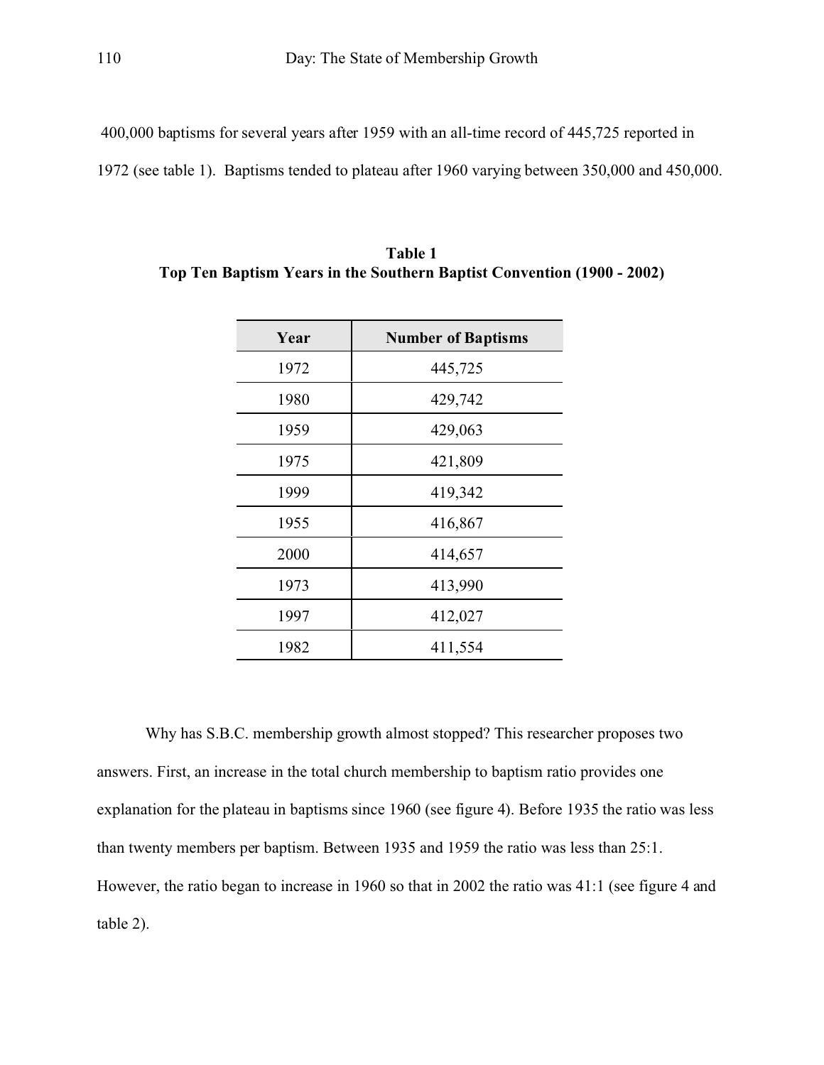400,000 baptisms for several years after 1959 with an all-time record of 445,725 reported in 1972 (see table 1). Baptisms tended to plateau after 1960 varying between 350,000 and 450,000.

**Table 1**
**Top Ten Baptism Years in the Southern Baptist Convention (1900 - 2002)**

| Year | Number of Baptisms |
|---|---|
| 1972 | 445,725 |
| 1980 | 429,742 |
| 1959 | 429,063 |
| 1975 | 421,809 |
| 1999 | 419,342 |
| 1955 | 416,867 |
| 2000 | 414,657 |
| 1973 | 413,990 |
| 1997 | 412,027 |
| 1982 | 411,554 |

Why has S.B.C. membership growth almost stopped? This researcher proposes two answers. First, an increase in the total church membership to baptism ratio provides one explanation for the plateau in baptisms since 1960 (see figure 4). Before 1935 the ratio was less than twenty members per baptism. Between 1935 and 1959 the ratio was less than 25:1. However, the ratio began to increase in 1960 so that in 2002 the ratio was 41:1 (see figure 4 and table 2).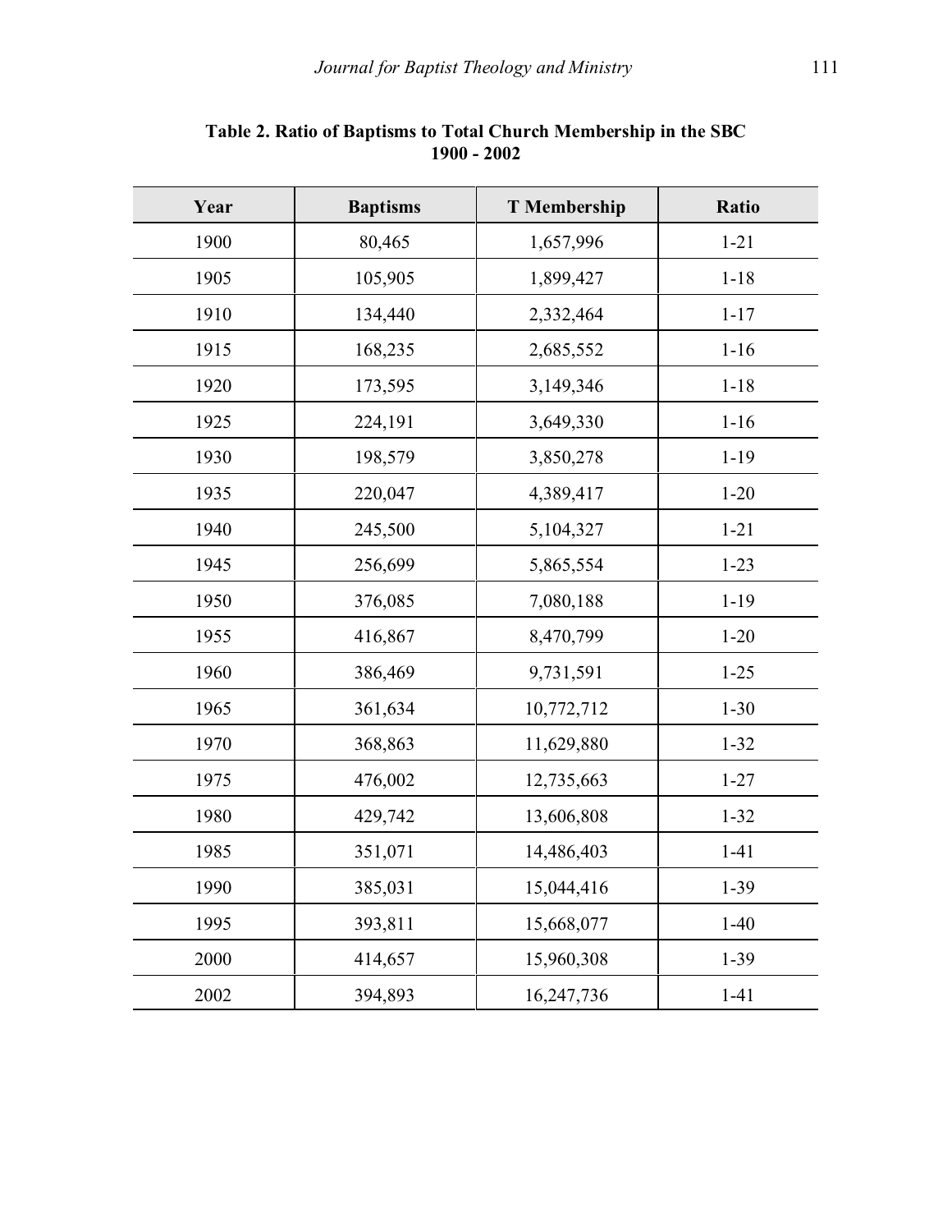**Table 2. Ratio of Baptisms to Total Church Membership in the SBC 1900 - 2002**

| Year | Baptisms | T Membership | Ratio |
|---|---|---|---|
| 1900 | 80,465 | 1,657,996 | 1-21 |
| 1905 | 105,905 | 1,899,427 | 1-18 |
| 1910 | 134,440 | 2,332,464 | 1-17 |
| 1915 | 168,235 | 2,685,552 | 1-16 |
| 1920 | 173,595 | 3,149,346 | 1-18 |
| 1925 | 224,191 | 3,649,330 | 1-16 |
| 1930 | 198,579 | 3,850,278 | 1-19 |
| 1935 | 220,047 | 4,389,417 | 1-20 |
| 1940 | 245,500 | 5,104,327 | 1-21 |
| 1945 | 256,699 | 5,865,554 | 1-23 |
| 1950 | 376,085 | 7,080,188 | 1-19 |
| 1955 | 416,867 | 8,470,799 | 1-20 |
| 1960 | 386,469 | 9,731,591 | 1-25 |
| 1965 | 361,634 | 10,772,712 | 1-30 |
| 1970 | 368,863 | 11,629,880 | 1-32 |
| 1975 | 476,002 | 12,735,663 | 1-27 |
| 1980 | 429,742 | 13,606,808 | 1-32 |
| 1985 | 351,071 | 14,486,403 | 1-41 |
| 1990 | 385,031 | 15,044,416 | 1-39 |
| 1995 | 393,811 | 15,668,077 | 1-40 |
| 2000 | 414,657 | 15,960,308 | 1-39 |
| 2002 | 394,893 | 16,247,736 | 1-41 |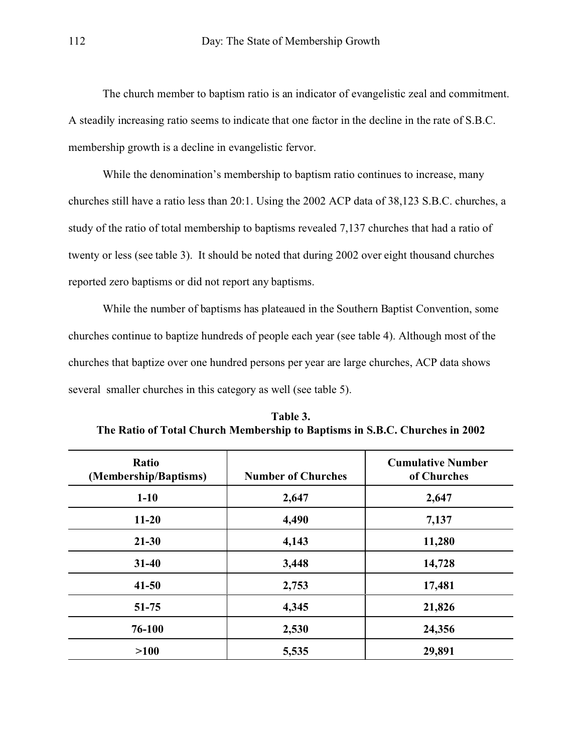The church member to baptism ratio is an indicator of evangelistic zeal and commitment. A steadily increasing ratio seems to indicate that one factor in the decline in the rate of S.B.C. membership growth is a decline in evangelistic fervor.

While the denomination's membership to baptism ratio continues to increase, many churches still have a ratio less than 20:1. Using the 2002 ACP data of 38,123 S.B.C. churches, a study of the ratio of total membership to baptisms revealed 7,137 churches that had a ratio of twenty or less (see table 3). It should be noted that during 2002 over eight thousand churches reported zero baptisms or did not report any baptisms.

While the number of baptisms has plateaued in the Southern Baptist Convention, some churches continue to baptize hundreds of people each year (see table 4). Although most of the churches that baptize over one hundred persons per year are large churches, ACP data shows several smaller churches in this category as well (see table 5).

**Table 3.**
**The Ratio of Total Church Membership to Baptisms in S.B.C. Churches in 2002**

| Ratio (Membership/Baptisms) | Number of Churches | Cumulative Number of Churches |
|---|---|---|
| 1-10 | 2,647 | 2,647 |
| 11-20 | 4,490 | 7,137 |
| 21-30 | 4,143 | 11,280 |
| 31-40 | 3,448 | 14,728 |
| 41-50 | 2,753 | 17,481 |
| 51-75 | 4,345 | 21,826 |
| 76-100 | 2,530 | 24,356 |
| >100 | 5,535 | 29,891 |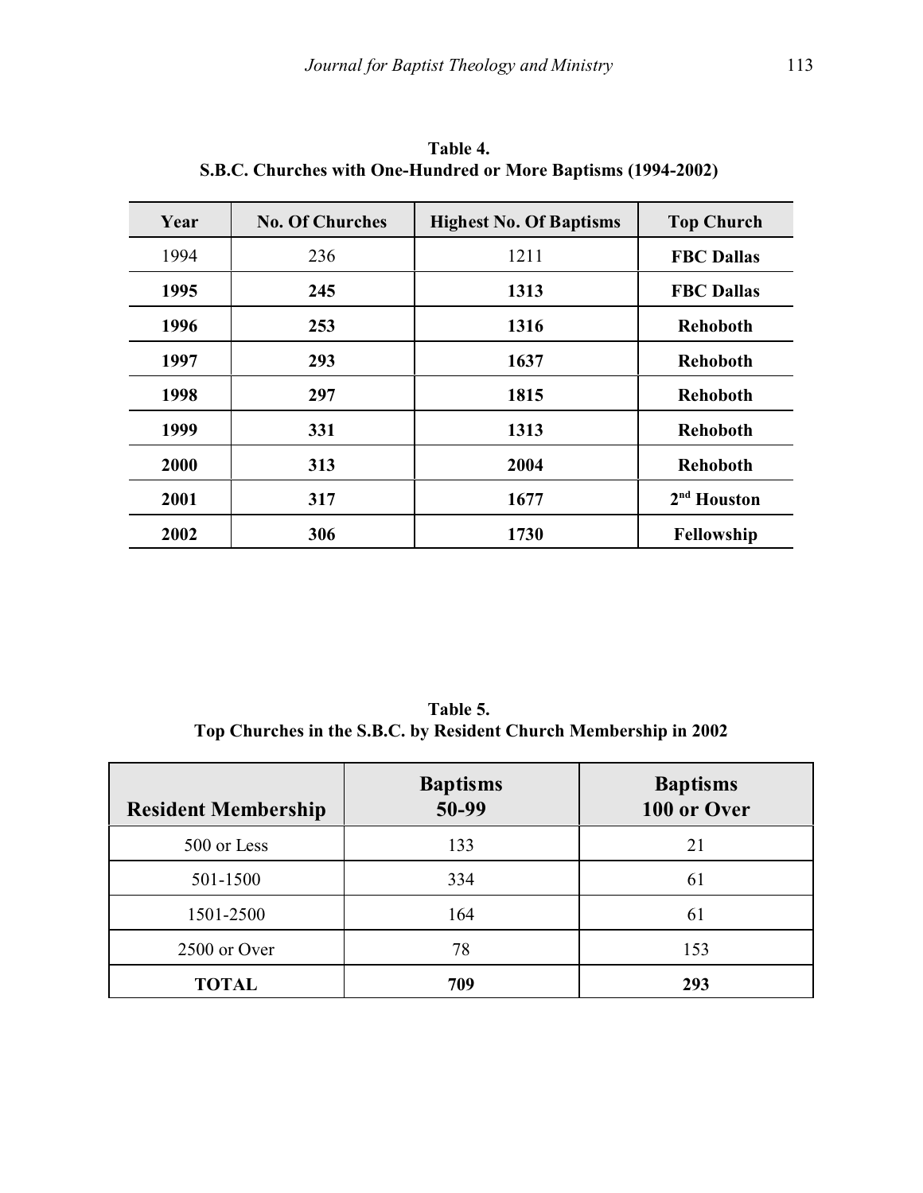**Table 4.**
**S.B.C. Churches with One-Hundred or More Baptisms (1994-2002)**

| Year | No. Of Churches | Highest No. Of Baptisms | Top Church |
|---|---|---|---|
| 1994 | 236 | 1211 | **FBC Dallas** |
| **1995** | **245** | **1313** | **FBC Dallas** |
| **1996** | **253** | **1316** | **Rehoboth** |
| **1997** | **293** | **1637** | **Rehoboth** |
| **1998** | **297** | **1815** | **Rehoboth** |
| **1999** | **331** | **1313** | **Rehoboth** |
| **2000** | **313** | **2004** | **Rehoboth** |
| **2001** | **317** | **1677** | **2nd Houston** |
| **2002** | **306** | **1730** | **Fellowship** |

**Table 5.**
**Top Churches in the S.B.C. by Resident Church Membership in 2002**

| Resident Membership | Baptisms 50-99 | Baptisms 100 or Over |
|---|---|---|
| 500 or Less | 133 | 21 |
| 501-1500 | 334 | 61 |
| 1501-2500 | 164 | 61 |
| 2500 or Over | 78 | 153 |
| **TOTAL** | **709** | **293** |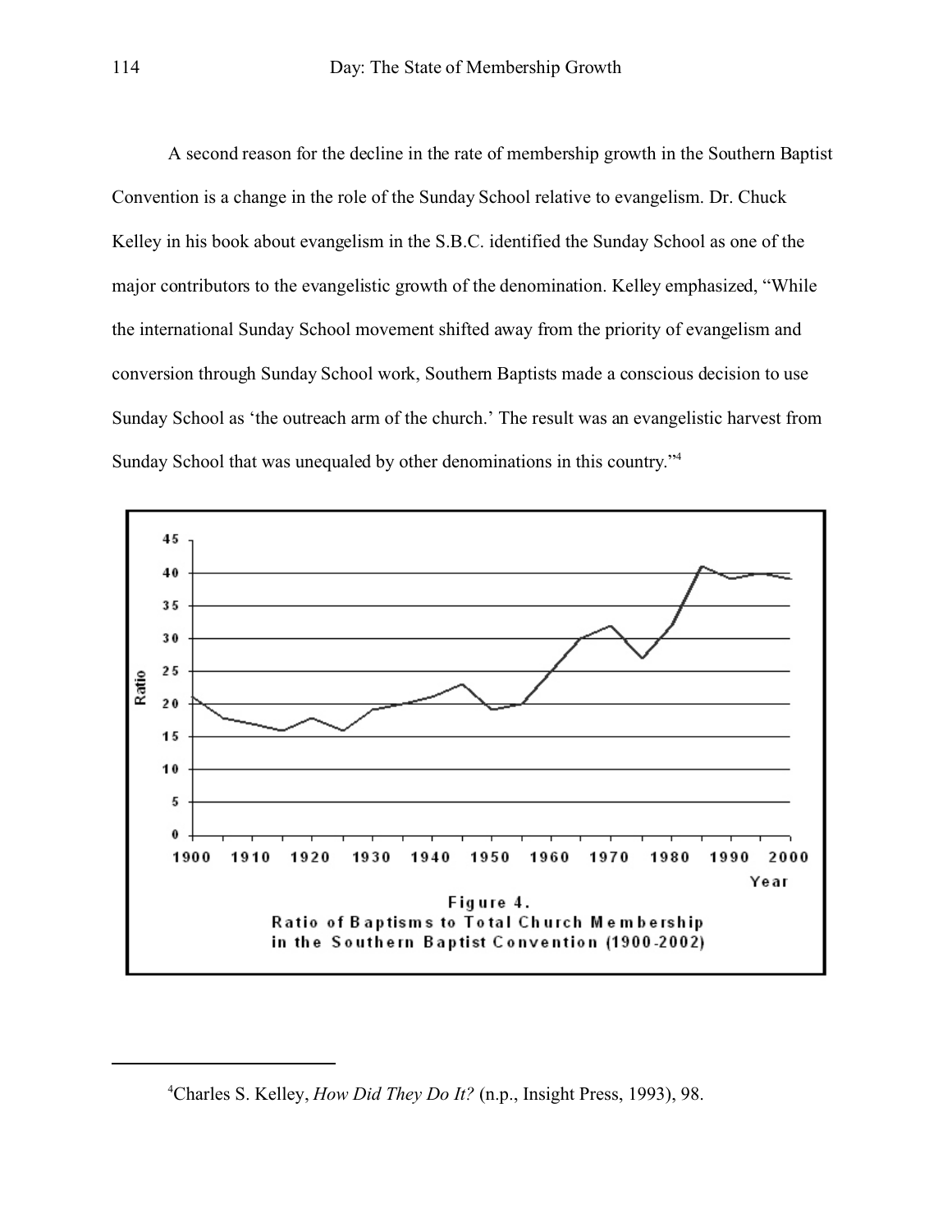A second reason for the decline in the rate of membership growth in the Southern Baptist Convention is a change in the role of the Sunday School relative to evangelism. Dr. Chuck Kelley in his book about evangelism in the S.B.C. identified the Sunday School as one of the major contributors to the evangelistic growth of the denomination. Kelley emphasized, "While the international Sunday School movement shifted away from the priority of evangelism and conversion through Sunday School work, Southern Baptists made a conscious decision to use Sunday School as 'the outreach arm of the church.' The result was an evangelistic harvest from Sunday School that was unequaled by other denominations in this country."[4]

Figure 4.
Ratio of Baptisms to Total Church Membership in the Southern Baptist Convention (1900-2002)

[4]Charles S. Kelley, *How Did They Do It?* (n.p., Insight Press, 1993), 98.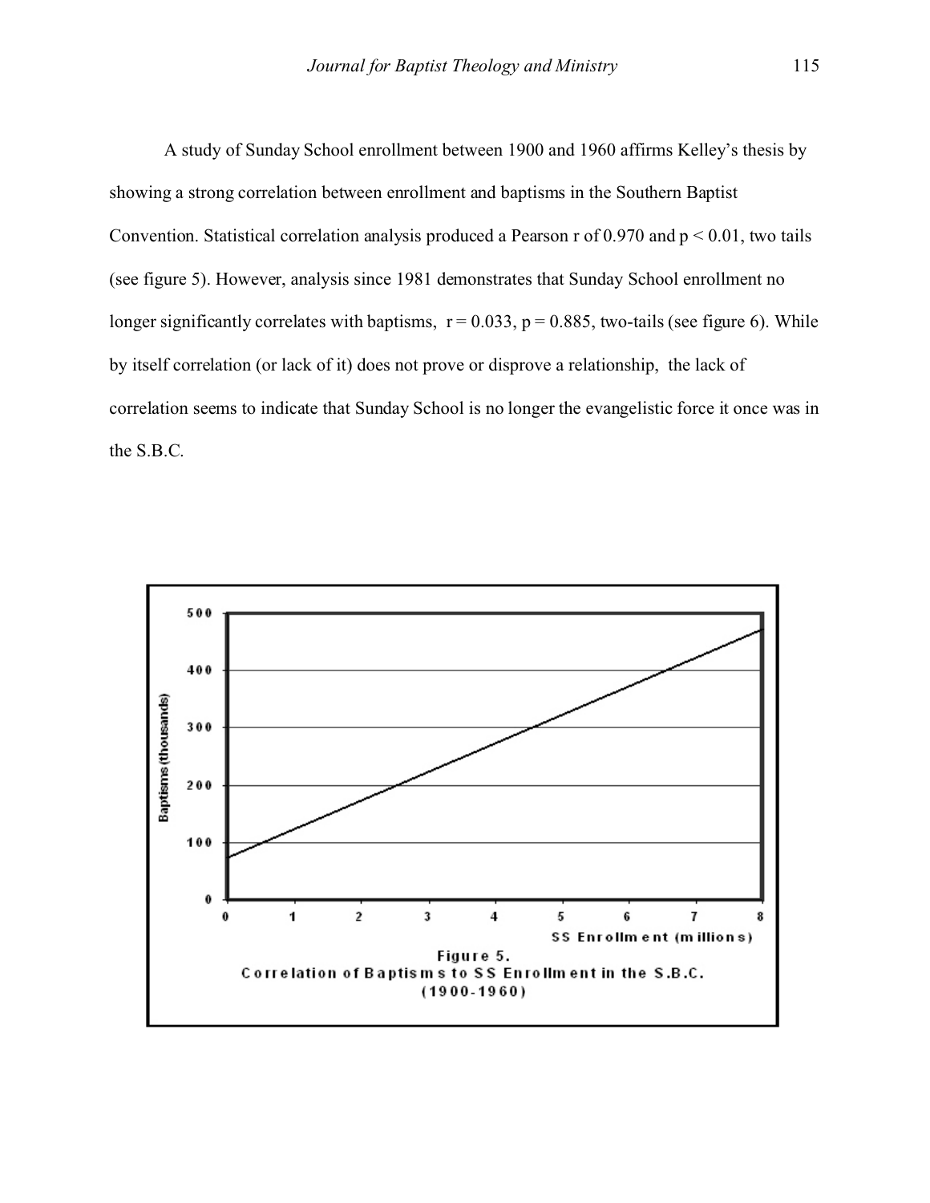A study of Sunday School enrollment between 1900 and 1960 affirms Kelley's thesis by showing a strong correlation between enrollment and baptisms in the Southern Baptist Convention. Statistical correlation analysis produced a Pearson r of 0.970 and $p < 0.01$, two tails (see figure 5). However, analysis since 1981 demonstrates that Sunday School enrollment no longer significantly correlates with baptisms, $r = 0.033$, $p = 0.885$, two-tails (see figure 6). While by itself correlation (or lack of it) does not prove or disprove a relationship, the lack of correlation seems to indicate that Sunday School is no longer the evangelistic force it once was in the S.B.C.

Figure 5.
Correlation of Baptisms to SS Enrollment in the S.B.C. (1900-1960)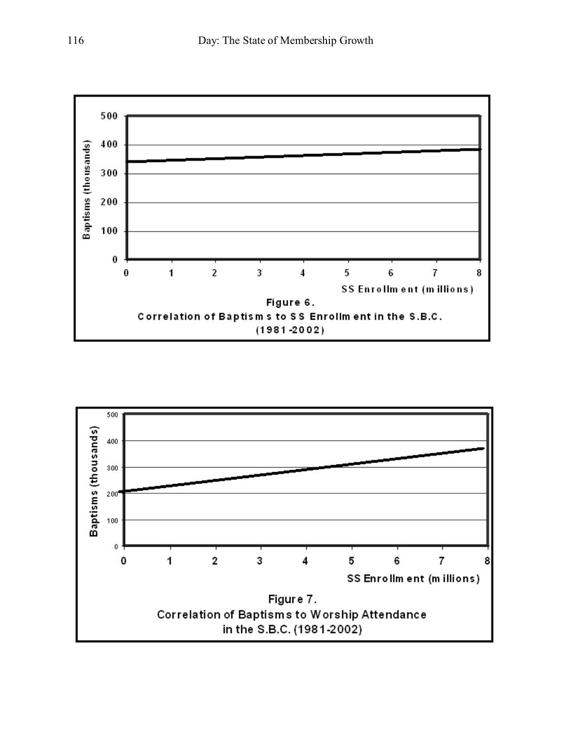Figure 6.
Correlation of Baptisms to SS Enrollment in the S.B.C. (1981-2002)

Figure 7.
Correlation of Baptisms to Worship Attendance in the S.B.C. (1981-2002)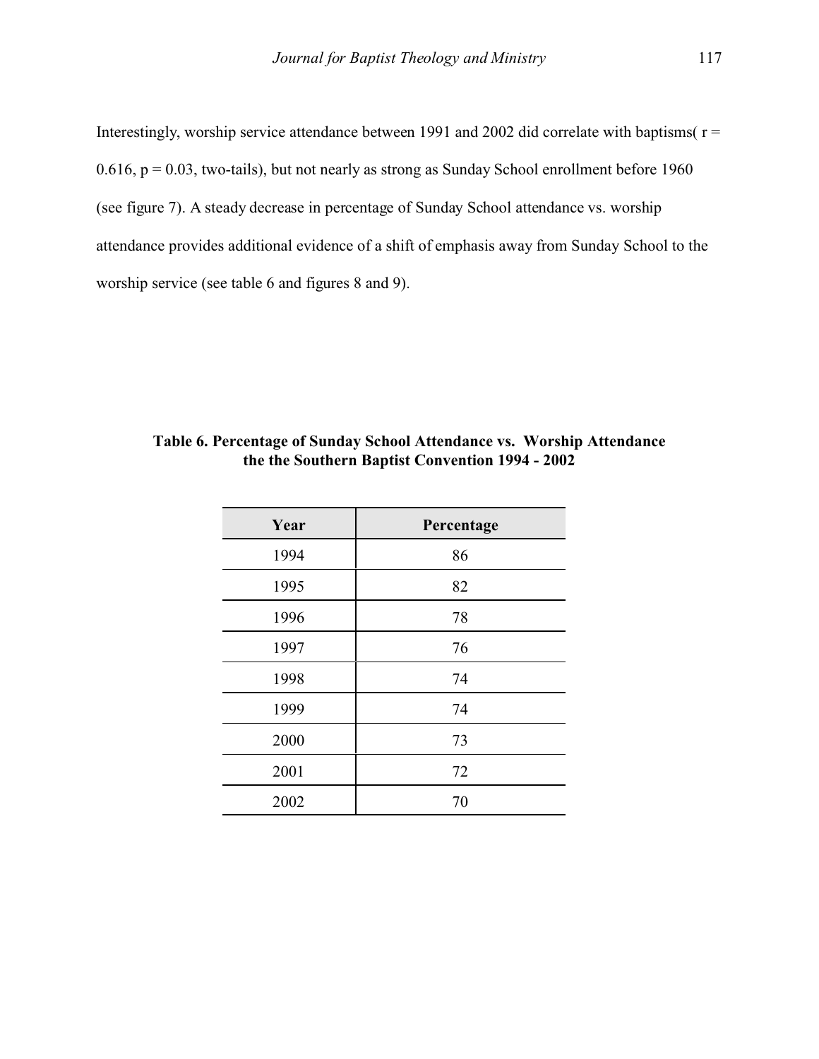Interestingly, worship service attendance between 1991 and 2002 did correlate with baptisms( $r = 0.616$, $p = 0.03$, two-tails), but not nearly as strong as Sunday School enrollment before 1960 (see figure 7). A steady decrease in percentage of Sunday School attendance vs. worship attendance provides additional evidence of a shift of emphasis away from Sunday School to the worship service (see table 6 and figures 8 and 9).

**Table 6. Percentage of Sunday School Attendance vs. Worship Attendance the the Southern Baptist Convention 1994 - 2002**

| Year | Percentage |
|---|---|
| 1994 | 86 |
| 1995 | 82 |
| 1996 | 78 |
| 1997 | 76 |
| 1998 | 74 |
| 1999 | 74 |
| 2000 | 73 |
| 2001 | 72 |
| 2002 | 70 |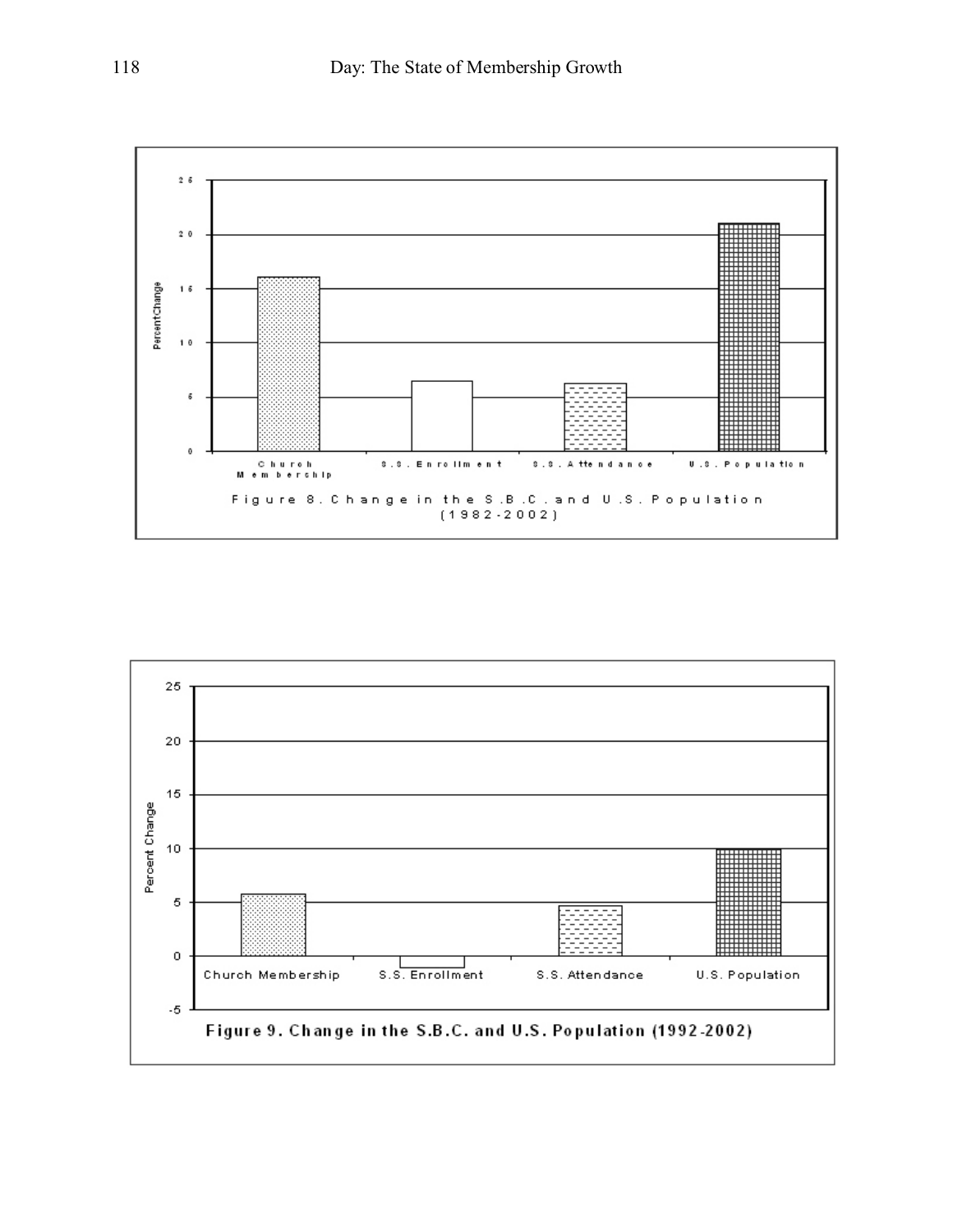Figure 8. Change in the S.B.C. and U.S. Population (1982-2002)

Figure 9. Change in the S.B.C. and U.S. Population (1992-2002)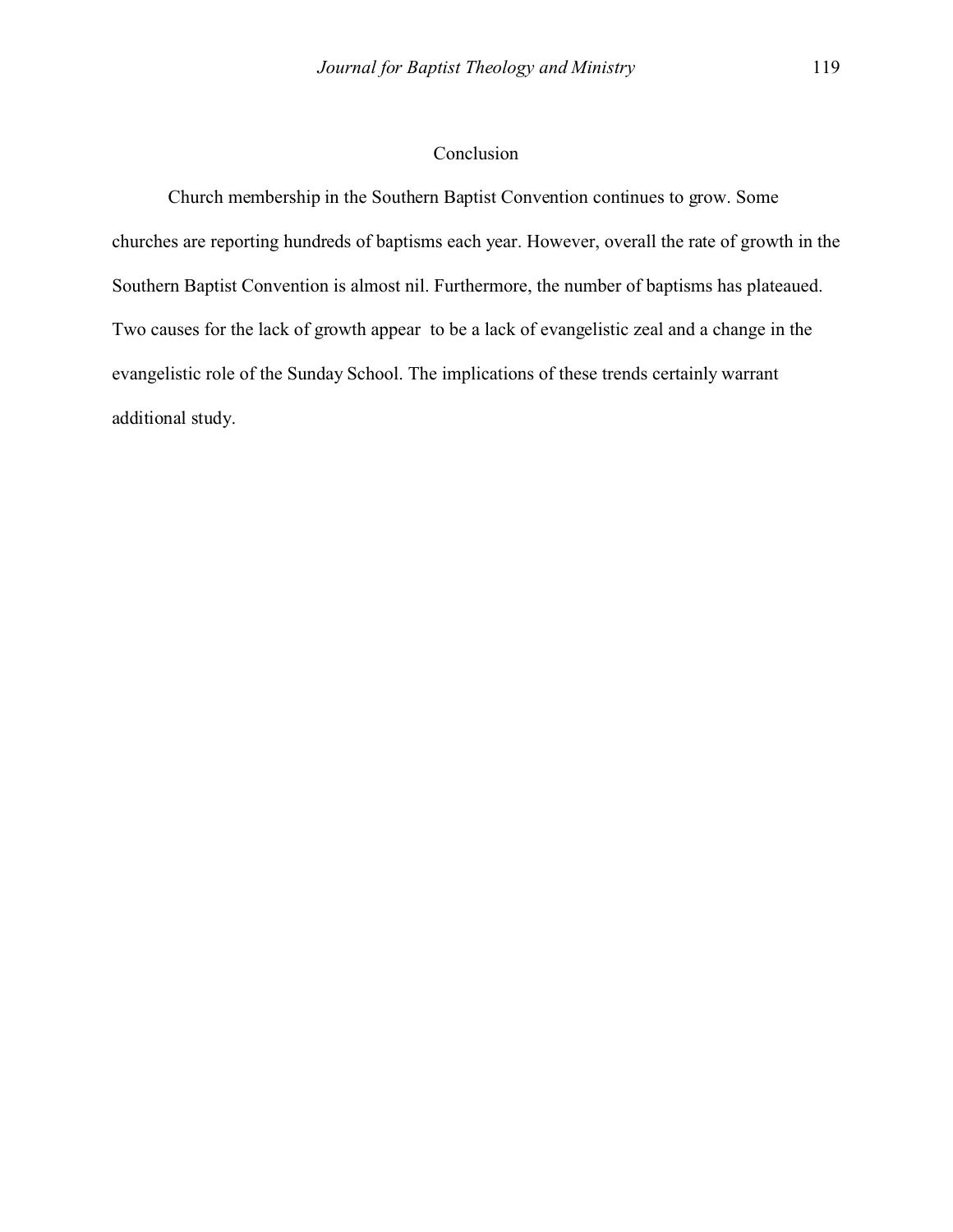## Conclusion

Church membership in the Southern Baptist Convention continues to grow. Some churches are reporting hundreds of baptisms each year. However, overall the rate of growth in the Southern Baptist Convention is almost nil. Furthermore, the number of baptisms has plateaued. Two causes for the lack of growth appear to be a lack of evangelistic zeal and a change in the evangelistic role of the Sunday School. The implications of these trends certainly warrant additional study.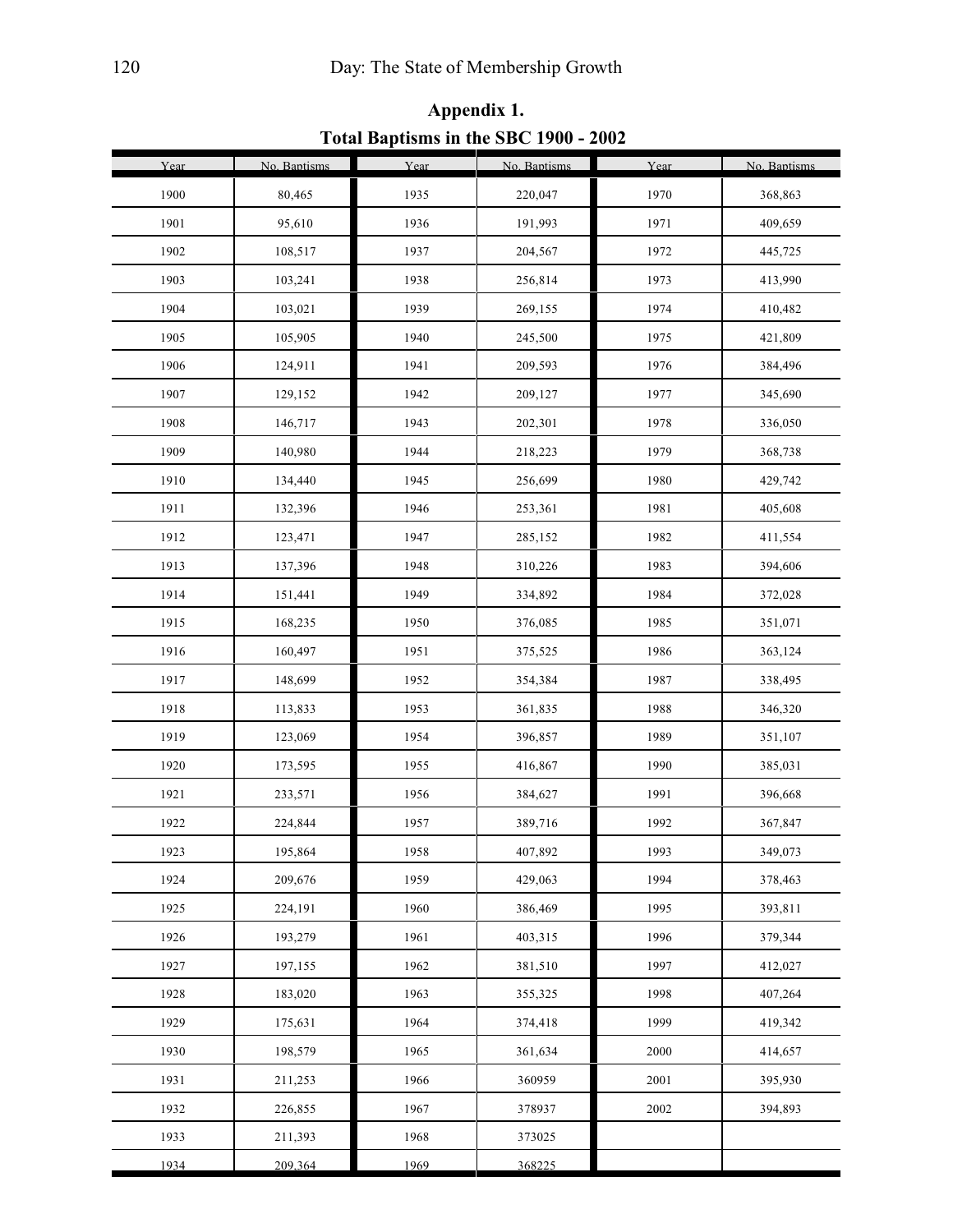## Appendix 1.

## Total Baptisms in the SBC 1900 - 2002

| Year | No. Baptisms | Year | No. Baptisms | Year | No. Baptisms |
|---|---|---|---|---|---|
| 1900 | 80,465 | 1935 | 220,047 | 1970 | 368,863 |
| 1901 | 95,610 | 1936 | 191,993 | 1971 | 409,659 |
| 1902 | 108,517 | 1937 | 204,567 | 1972 | 445,725 |
| 1903 | 103,241 | 1938 | 256,814 | 1973 | 413,990 |
| 1904 | 103,021 | 1939 | 269,155 | 1974 | 410,482 |
| 1905 | 105,905 | 1940 | 245,500 | 1975 | 421,809 |
| 1906 | 124,911 | 1941 | 209,593 | 1976 | 384,496 |
| 1907 | 129,152 | 1942 | 209,127 | 1977 | 345,690 |
| 1908 | 146,717 | 1943 | 202,301 | 1978 | 336,050 |
| 1909 | 140,980 | 1944 | 218,223 | 1979 | 368,738 |
| 1910 | 134,440 | 1945 | 256,699 | 1980 | 429,742 |
| 1911 | 132,396 | 1946 | 253,361 | 1981 | 405,608 |
| 1912 | 123,471 | 1947 | 285,152 | 1982 | 411,554 |
| 1913 | 137,396 | 1948 | 310,226 | 1983 | 394,606 |
| 1914 | 151,441 | 1949 | 334,892 | 1984 | 372,028 |
| 1915 | 168,235 | 1950 | 376,085 | 1985 | 351,071 |
| 1916 | 160,497 | 1951 | 375,525 | 1986 | 363,124 |
| 1917 | 148,699 | 1952 | 354,384 | 1987 | 338,495 |
| 1918 | 113,833 | 1953 | 361,835 | 1988 | 346,320 |
| 1919 | 123,069 | 1954 | 396,857 | 1989 | 351,107 |
| 1920 | 173,595 | 1955 | 416,867 | 1990 | 385,031 |
| 1921 | 233,571 | 1956 | 384,627 | 1991 | 396,668 |
| 1922 | 224,844 | 1957 | 389,716 | 1992 | 367,847 |
| 1923 | 195,864 | 1958 | 407,892 | 1993 | 349,073 |
| 1924 | 209,676 | 1959 | 429,063 | 1994 | 378,463 |
| 1925 | 224,191 | 1960 | 386,469 | 1995 | 393,811 |
| 1926 | 193,279 | 1961 | 403,315 | 1996 | 379,344 |
| 1927 | 197,155 | 1962 | 381,510 | 1997 | 412,027 |
| 1928 | 183,020 | 1963 | 355,325 | 1998 | 407,264 |
| 1929 | 175,631 | 1964 | 374,418 | 1999 | 419,342 |
| 1930 | 198,579 | 1965 | 361,634 | 2000 | 414,657 |
| 1931 | 211,253 | 1966 | 360959 | 2001 | 395,930 |
| 1932 | 226,855 | 1967 | 378937 | 2002 | 394,893 |
| 1933 | 211,393 | 1968 | 373025 | | |
| 1934 | 209,364 | 1969 | 368225 | | |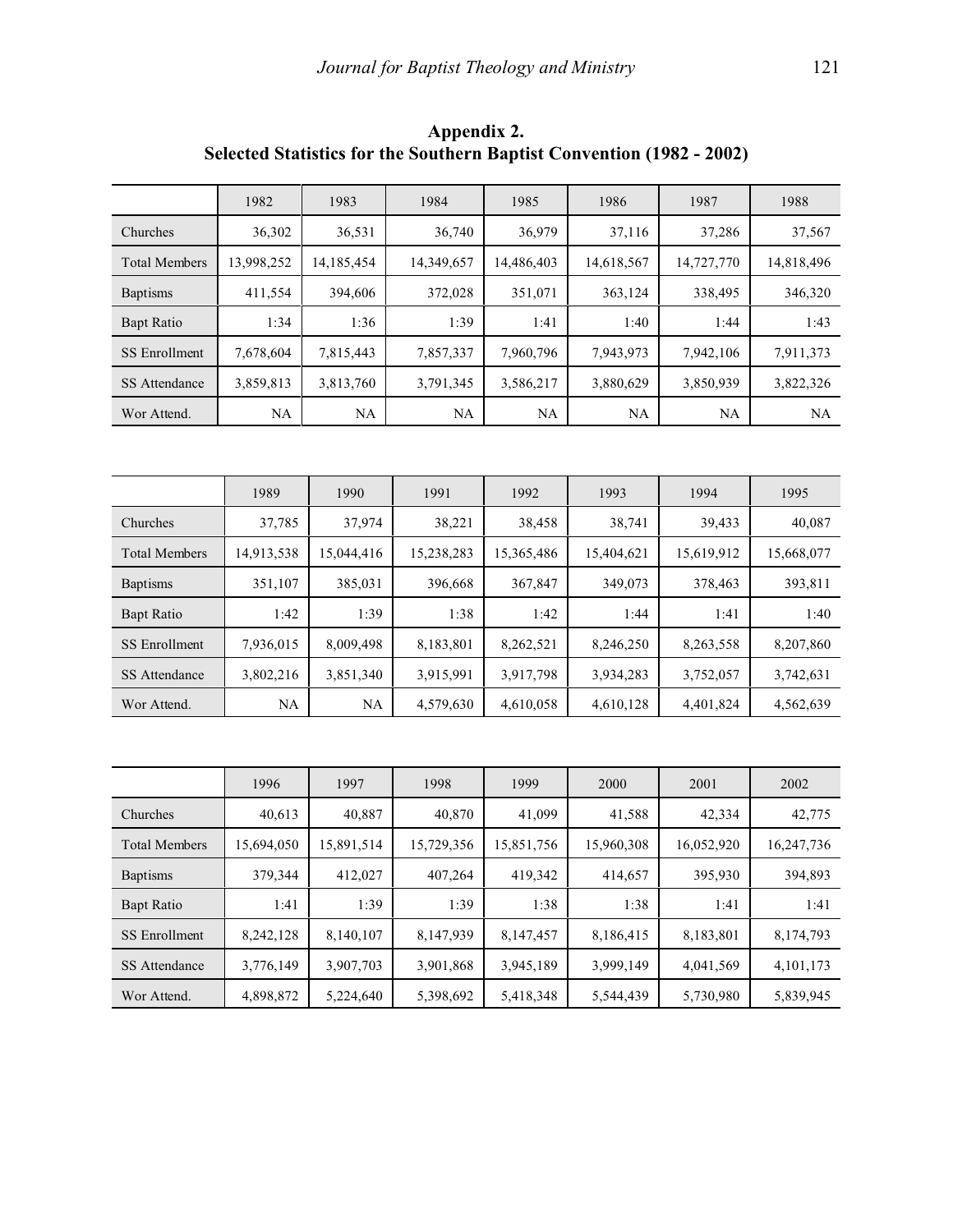## Appendix 2.
## Selected Statistics for the Southern Baptist Convention (1982 - 2002)

| | 1982 | 1983 | 1984 | 1985 | 1986 | 1987 | 1988 |
|---|---|---|---|---|---|---|---|
| Churches | 36,302 | 36,531 | 36,740 | 36,979 | 37,116 | 37,286 | 37,567 |
| Total Members | 13,998,252 | 14,185,454 | 14,349,657 | 14,486,403 | 14,618,567 | 14,727,770 | 14,818,496 |
| Baptisms | 411,554 | 394,606 | 372,028 | 351,071 | 363,124 | 338,495 | 346,320 |
| Bapt Ratio | 1:34 | 1:36 | 1:39 | 1:41 | 1:40 | 1:44 | 1:43 |
| SS Enrollment | 7,678,604 | 7,815,443 | 7,857,337 | 7,960,796 | 7,943,973 | 7,942,106 | 7,911,373 |
| SS Attendance | 3,859,813 | 3,813,760 | 3,791,345 | 3,586,217 | 3,880,629 | 3,850,939 | 3,822,326 |
| Wor Attend. | NA | NA | NA | NA | NA | NA | NA |

| | 1989 | 1990 | 1991 | 1992 | 1993 | 1994 | 1995 |
|---|---|---|---|---|---|---|---|
| Churches | 37,785 | 37,974 | 38,221 | 38,458 | 38,741 | 39,433 | 40,087 |
| Total Members | 14,913,538 | 15,044,416 | 15,238,283 | 15,365,486 | 15,404,621 | 15,619,912 | 15,668,077 |
| Baptisms | 351,107 | 385,031 | 396,668 | 367,847 | 349,073 | 378,463 | 393,811 |
| Bapt Ratio | 1:42 | 1:39 | 1:38 | 1:42 | 1:44 | 1:41 | 1:40 |
| SS Enrollment | 7,936,015 | 8,009,498 | 8,183,801 | 8,262,521 | 8,246,250 | 8,263,558 | 8,207,860 |
| SS Attendance | 3,802,216 | 3,851,340 | 3,915,991 | 3,917,798 | 3,934,283 | 3,752,057 | 3,742,631 |
| Wor Attend. | NA | NA | 4,579,630 | 4,610,058 | 4,610,128 | 4,401,824 | 4,562,639 |

| | 1996 | 1997 | 1998 | 1999 | 2000 | 2001 | 2002 |
|---|---|---|---|---|---|---|---|
| Churches | 40,613 | 40,887 | 40,870 | 41,099 | 41,588 | 42,334 | 42,775 |
| Total Members | 15,694,050 | 15,891,514 | 15,729,356 | 15,851,756 | 15,960,308 | 16,052,920 | 16,247,736 |
| Baptisms | 379,344 | 412,027 | 407,264 | 419,342 | 414,657 | 395,930 | 394,893 |
| Bapt Ratio | 1:41 | 1:39 | 1:39 | 1:38 | 1:38 | 1:41 | 1:41 |
| SS Enrollment | 8,242,128 | 8,140,107 | 8,147,939 | 8,147,457 | 8,186,415 | 8,183,801 | 8,174,793 |
| SS Attendance | 3,776,149 | 3,907,703 | 3,901,868 | 3,945,189 | 3,999,149 | 4,041,569 | 4,101,173 |
| Wor Attend. | 4,898,872 | 5,224,640 | 5,398,692 | 5,418,348 | 5,544,439 | 5,730,980 | 5,839,945 |